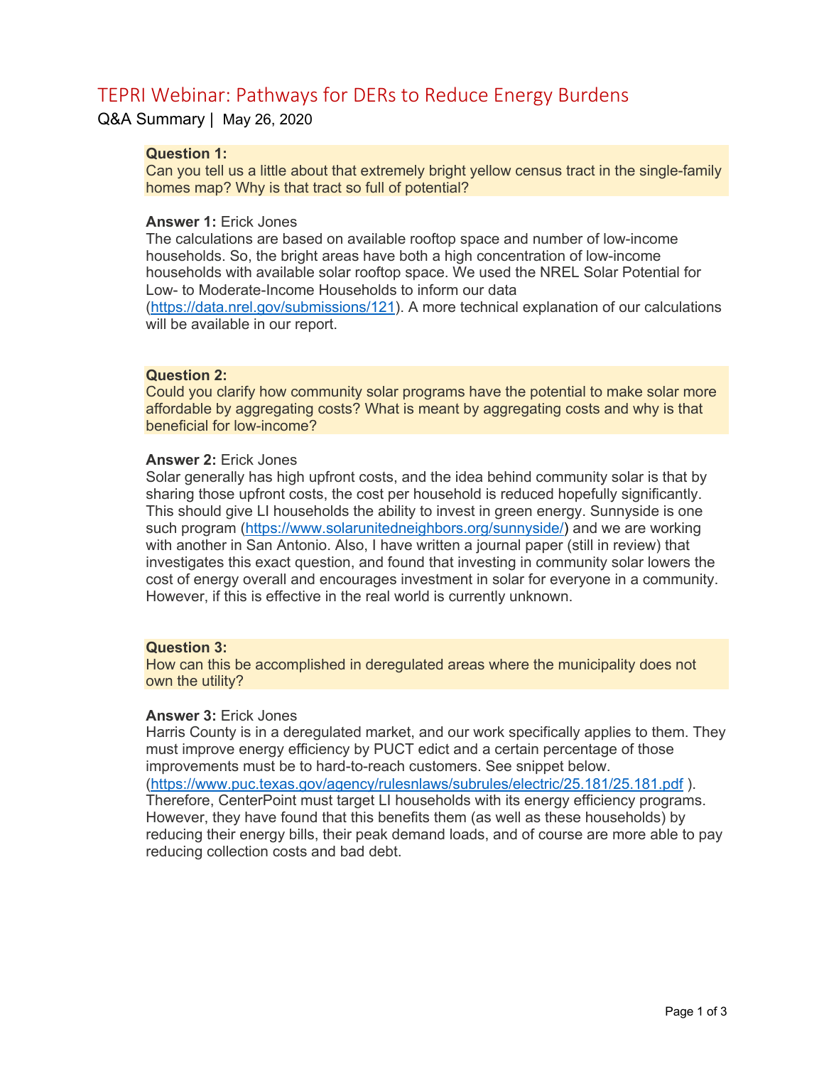# TEPRI Webinar: Pathways for DERs to Reduce Energy Burdens

Q&A Summary | May 26, 2020

**Question 1:**
Can you tell us a little about that extremely bright yellow census tract in the single-family homes map? Why is that tract so full of potential?

**Answer 1:** Erick Jones
The calculations are based on available rooftop space and number of low-income households. So, the bright areas have both a high concentration of low-income households with available solar rooftop space. We used the NREL Solar Potential for Low- to Moderate-Income Households to inform our data (https://data.nrel.gov/submissions/121). A more technical explanation of our calculations will be available in our report.

**Question 2:**
Could you clarify how community solar programs have the potential to make solar more affordable by aggregating costs? What is meant by aggregating costs and why is that beneficial for low-income?

**Answer 2:** Erick Jones
Solar generally has high upfront costs, and the idea behind community solar is that by sharing those upfront costs, the cost per household is reduced hopefully significantly. This should give LI households the ability to invest in green energy. Sunnyside is one such program (https://www.solarunitedneighbors.org/sunnyside/) and we are working with another in San Antonio. Also, I have written a journal paper (still in review) that investigates this exact question, and found that investing in community solar lowers the cost of energy overall and encourages investment in solar for everyone in a community. However, if this is effective in the real world is currently unknown.

**Question 3:**
How can this be accomplished in deregulated areas where the municipality does not own the utility?

**Answer 3:** Erick Jones
Harris County is in a deregulated market, and our work specifically applies to them. They must improve energy efficiency by PUCT edict and a certain percentage of those improvements must be to hard-to-reach customers. See snippet below. (https://www.puc.texas.gov/agency/rulesnlaws/subrules/electric/25.181/25.181.pdf ). Therefore, CenterPoint must target LI households with its energy efficiency programs. However, they have found that this benefits them (as well as these households) by reducing their energy bills, their peak demand loads, and of course are more able to pay reducing collection costs and bad debt.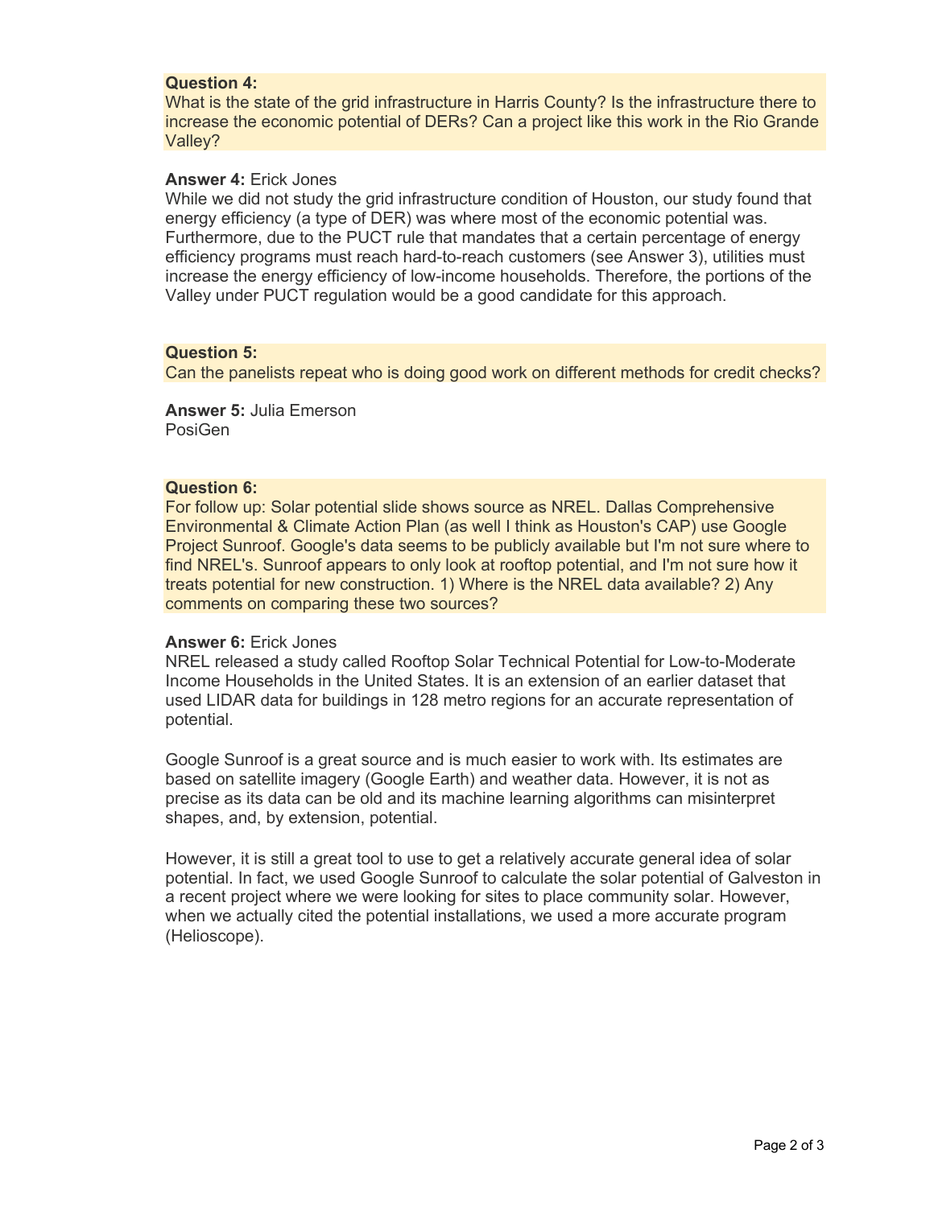**Question 4:**
What is the state of the grid infrastructure in Harris County? Is the infrastructure there to increase the economic potential of DERs? Can a project like this work in the Rio Grande Valley?

**Answer 4:** Erick Jones
While we did not study the grid infrastructure condition of Houston, our study found that energy efficiency (a type of DER) was where most of the economic potential was. Furthermore, due to the PUCT rule that mandates that a certain percentage of energy efficiency programs must reach hard-to-reach customers (see Answer 3), utilities must increase the energy efficiency of low-income households. Therefore, the portions of the Valley under PUCT regulation would be a good candidate for this approach.

**Question 5:**
Can the panelists repeat who is doing good work on different methods for credit checks?

**Answer 5:** Julia Emerson
PosiGen

**Question 6:**
For follow up: Solar potential slide shows source as NREL. Dallas Comprehensive Environmental & Climate Action Plan (as well I think as Houston's CAP) use Google Project Sunroof. Google's data seems to be publicly available but I'm not sure where to find NREL's. Sunroof appears to only look at rooftop potential, and I'm not sure how it treats potential for new construction. 1) Where is the NREL data available? 2) Any comments on comparing these two sources?

**Answer 6:** Erick Jones
NREL released a study called Rooftop Solar Technical Potential for Low-to-Moderate Income Households in the United States. It is an extension of an earlier dataset that used LIDAR data for buildings in 128 metro regions for an accurate representation of potential.

Google Sunroof is a great source and is much easier to work with. Its estimates are based on satellite imagery (Google Earth) and weather data. However, it is not as precise as its data can be old and its machine learning algorithms can misinterpret shapes, and, by extension, potential.

However, it is still a great tool to use to get a relatively accurate general idea of solar potential. In fact, we used Google Sunroof to calculate the solar potential of Galveston in a recent project where we were looking for sites to place community solar. However, when we actually cited the potential installations, we used a more accurate program (Helioscope).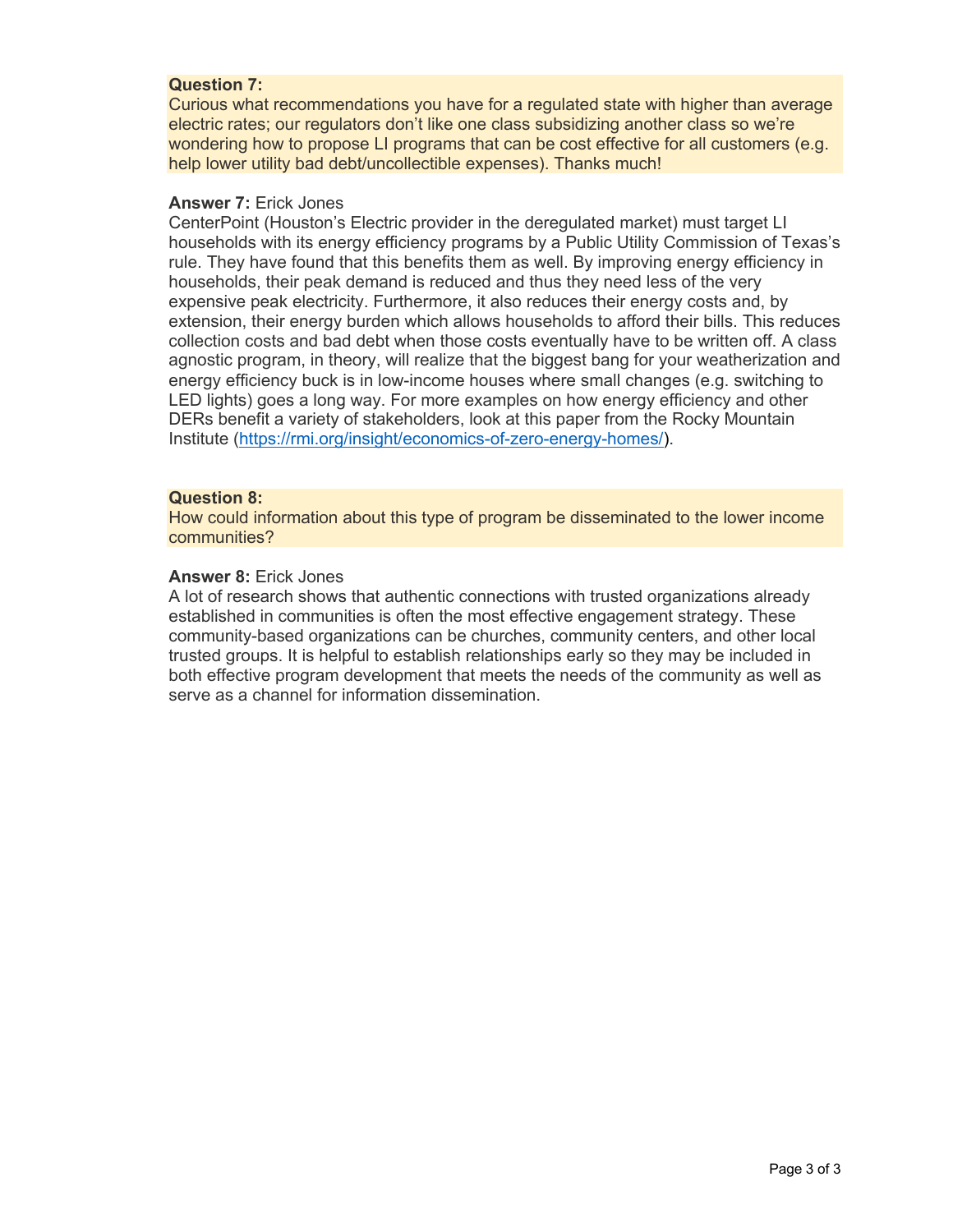**Question 7:**
Curious what recommendations you have for a regulated state with higher than average electric rates; our regulators don't like one class subsidizing another class so we're wondering how to propose LI programs that can be cost effective for all customers (e.g. help lower utility bad debt/uncollectible expenses). Thanks much!

**Answer 7:** Erick Jones
CenterPoint (Houston's Electric provider in the deregulated market) must target LI households with its energy efficiency programs by a Public Utility Commission of Texas's rule. They have found that this benefits them as well. By improving energy efficiency in households, their peak demand is reduced and thus they need less of the very expensive peak electricity. Furthermore, it also reduces their energy costs and, by extension, their energy burden which allows households to afford their bills. This reduces collection costs and bad debt when those costs eventually have to be written off. A class agnostic program, in theory, will realize that the biggest bang for your weatherization and energy efficiency buck is in low-income houses where small changes (e.g. switching to LED lights) goes a long way. For more examples on how energy efficiency and other DERs benefit a variety of stakeholders, look at this paper from the Rocky Mountain Institute (https://rmi.org/insight/economics-of-zero-energy-homes/).

**Question 8:**
How could information about this type of program be disseminated to the lower income communities?

**Answer 8:** Erick Jones
A lot of research shows that authentic connections with trusted organizations already established in communities is often the most effective engagement strategy. These community-based organizations can be churches, community centers, and other local trusted groups. It is helpful to establish relationships early so they may be included in both effective program development that meets the needs of the community as well as serve as a channel for information dissemination.